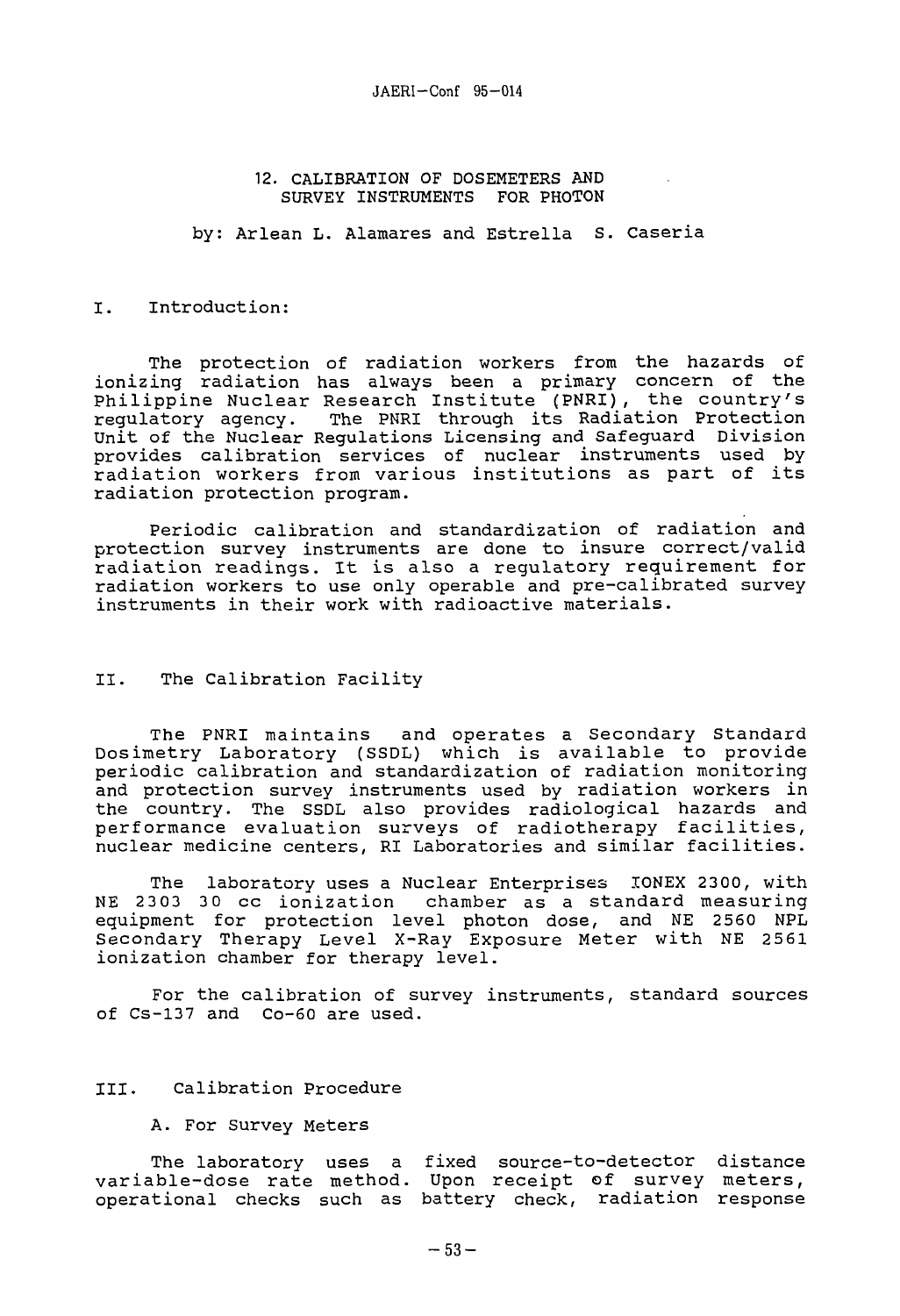# 12. CALIBRATION OF DOSEMETERS AND SURVEY INSTRUMENTS FOR PHOTON

by: Arlean L. Alamares and Estrella S. Caseria

## I. Introduction:

The protection of radiation workers from the hazards of ionizing radiation has always been a primary concern of the Philippine Nuclear Research Institute (PNRI), the country's regulatory agency. The PNRI through its Radiation Protection Unit of the Nuclear Regulations Licensing and Safeguard Division provides calibration services of nuclear instruments used by radiation workers from various institutions as part of its radiation protection program.

Periodic calibration and standardization of radiation and protection survey instruments are done to insure correct/valid radiation readings. It is also a regulatory requirement for radiation workers to use only operable and pre-calibrated survey instruments in their work with radioactive materials.

## II. The Calibration Facility

The PNRI maintains and operates a Secondary Standard Dosimetry Laboratory (SSDL) which is available to provide periodic calibration and standardization of radiation monitoring and protection survey instruments used by radiation workers in the country. The SSDL also provides radiological hazards and performance evaluation surveys of radiotherapy facilities, nuclear medicine centers, RI Laboratories and similar facilities.

The laboratory uses a Nuclear Enterprises IONEX 2300, with NE 2303 30 cc ionization chamber as a standard measuring equipment for protection level photon dose, and NE 2560 NPL Secondary Therapy Level X-Ray Exposure Meter with NE 2561 ionization chamber for therapy level.

For the calibration of survey instruments, standard sources of Cs-137 and Co-60 are used.

## III. Calibration Procedure

### A. For Survey Meters

The laboratory uses a fixed source-to-detector distance variable-dose rate method. Upon receipt of survey meters, operational checks such as battery check, radiation response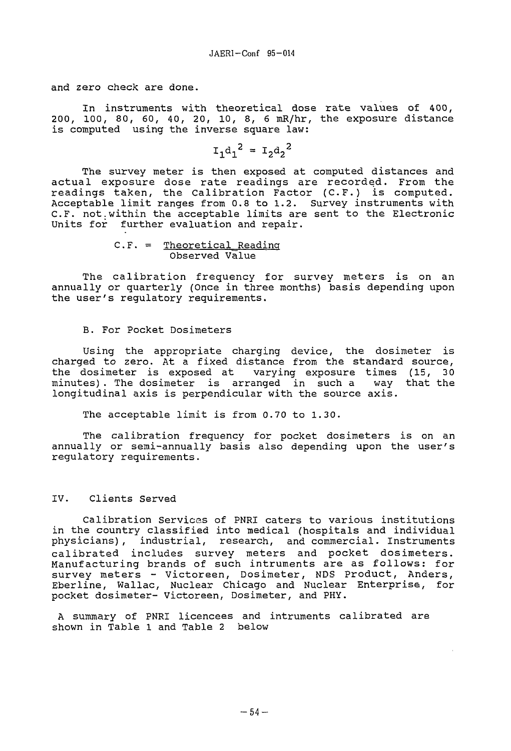and zero check are done.

In instruments with theoretical dose rate values of 400, 200, 100, 80, 60, 40, 20, 10, 8, 6 mR/hr, the exposure distance is computed using the inverse square law:

$$I_1 d_1^2 = I_2 d_2^2$$

The survey meter is then exposed at computed distances and actual exposure dose rate readings are recorded. From the readings taken, the Calibration Factor (C.F.) is computed. Acceptable limit ranges from 0.8 to 1.2. Survey instruments with C.F. not within the acceptable limits are sent to the Electronic Units for further evaluation and repair.

$$\text{C.F.} = \frac{\text{Theoretical Reading}}{\text{Observed Value}}$$

The calibration frequency for survey meters is on an annually or quarterly (Once in three months) basis depending upon the user's regulatory requirements.

B. For Pocket Dosimeters

Using the appropriate charging device, the dosimeter is charged to zero. At a fixed distance from the standard source, the dosimeter is exposed at varying exposure times (15, 30 minutes). The dosimeter is arranged in such a way that the longitudinal axis is perpendicular with the source axis.

The acceptable limit is from 0.70 to 1.30.

The calibration frequency for pocket dosimeters is on an annually or semi-annually basis also depending upon the user's regulatory requirements.

## IV. Clients Served

Calibration Services of PNRI caters to various institutions in the country classified into medical (hospitals and individual physicians), industrial, research, and commercial. Instruments calibrated includes survey meters and pocket dosimeters. Manufacturing brands of such intruments are as follows: for survey meters - Victoreen, Dosimeter, NDS Product, Anders, Eberline, Wallac, Nuclear Chicago and Nuclear Enterprise, for pocket dosimeter- Victoreen, Dosimeter, and PHY.

A summary of PNRI licencees and intruments calibrated are shown in Table 1 and Table 2 below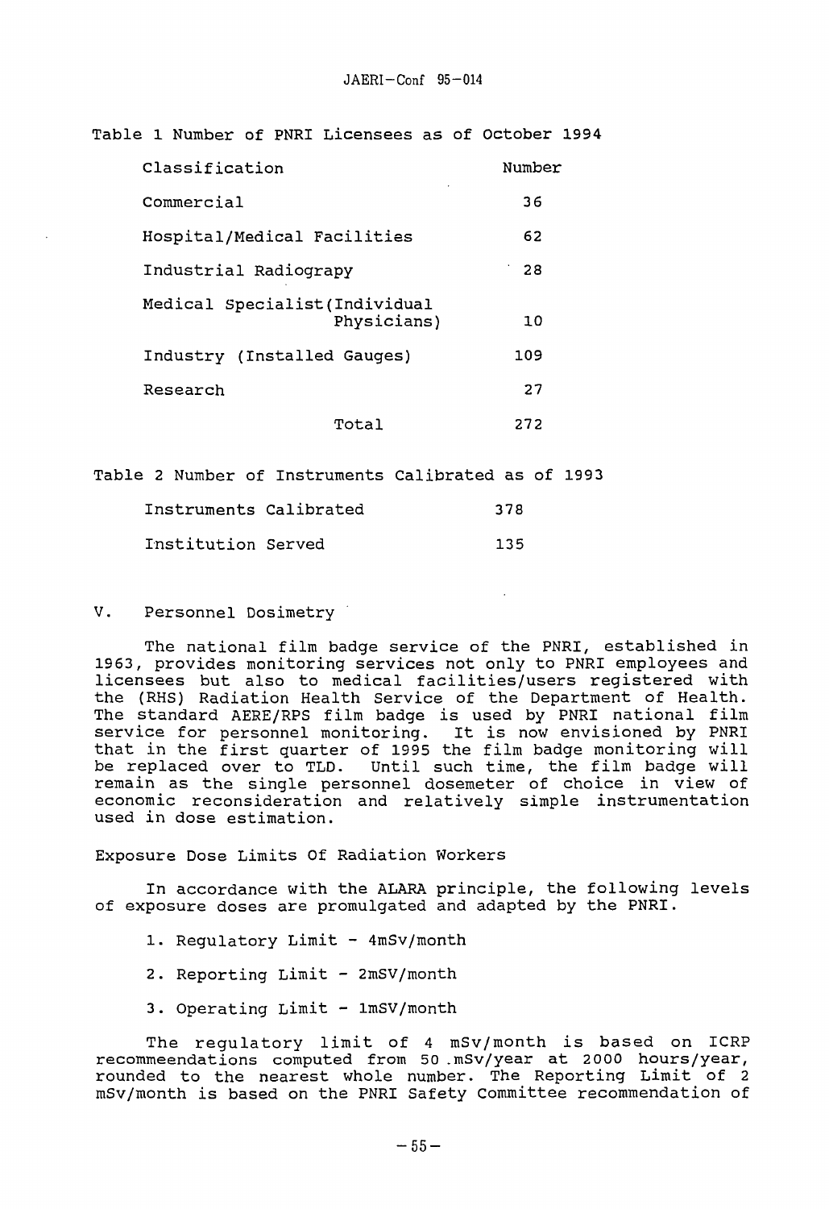Table 1 Number of PNRI Licensees as of October 1994

| Classification | Number |
|---|---|
| Commercial | 36 |
| Hospital/Medical Facilities | 62 |
| Industrial Radiograpy | 28 |
| Medical Specialist(Individual Physicians) | 10 |
| Industry (Installed Gauges) | 109 |
| Research | 27 |
| Total | 272 |

Table 2 Number of Instruments Calibrated as of 1993

| | |
|---|---|
| Instruments Calibrated | 378 |
| Institution Served | 135 |

## V. Personnel Dosimetry

The national film badge service of the PNRI, established in 1963, provides monitoring services not only to PNRI employees and licensees but also to medical facilities/users registered with the (RHS) Radiation Health Service of the Department of Health. The standard AERE/RPS film badge is used by PNRI national film service for personnel monitoring. It is now envisioned by PNRI that in the first quarter of 1995 the film badge monitoring will be replaced over to TLD. Until such time, the film badge will remain as the single personnel dosemeter of choice in view of economic reconsideration and relatively simple instrumentation used in dose estimation.

### Exposure Dose Limits Of Radiation Workers

In accordance with the ALARA principle, the following levels of exposure doses are promulgated and adapted by the PNRI.

1. Regulatory Limit - 4mSv/month
2. Reporting Limit - 2mSV/month
3. Operating Limit - 1mSV/month

The regulatory limit of 4 mSv/month is based on ICRP recommeendations computed from 50 mSv/year at 2000 hours/year, rounded to the nearest whole number. The Reporting Limit of 2 mSv/month is based on the PNRI Safety Committee recommendation of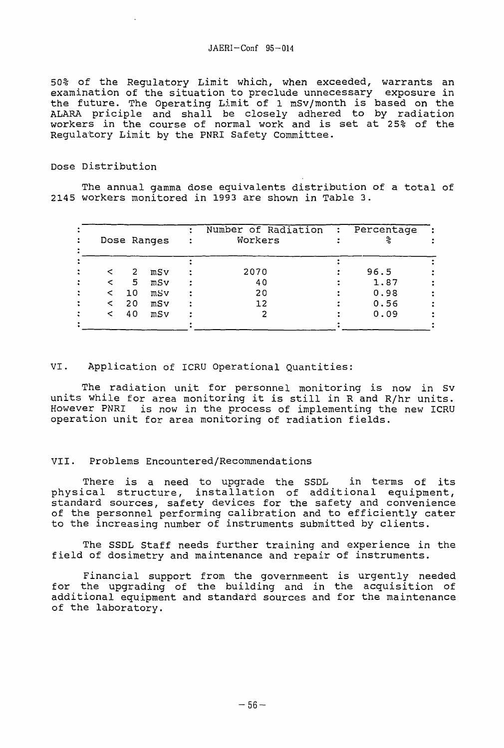50% of the Regulatory Limit which, when exceeded, warrants an examination of the situation to preclude unnecessary exposure in the future. The Operating Limit of 1 mSv/month is based on the ALARA priciple and shall be closely adhered to by radiation workers in the course of normal work and is set at 25% of the Regulatory Limit by the PNRI Safety Committee.

Dose Distribution

The annual gamma dose equivalents distribution of a total of 2145 workers monitored in 1993 are shown in Table 3.

| Dose Ranges | Number of Radiation Workers | Percentage % |
|---|---|---|
| < 2 mSv | 2070 | 96.5 |
| < 5 mSv | 40 | 1.87 |
| < 10 mSv | 20 | 0.98 |
| < 20 mSv | 12 | 0.56 |
| < 40 mSv | 2 | 0.09 |

## VI. Application of ICRU Operational Quantities:

The radiation unit for personnel monitoring is now in Sv units while for area monitoring it is still in R and R/hr units. However PNRI is now in the process of implementing the new ICRU operation unit for area monitoring of radiation fields.

## VII. Problems Encountered/Recommendations

There is a need to upgrade the SSDL in terms of its physical structure, installation of additional equipment, standard sources, safety devices for the safety and convenience of the personnel performing calibration and to efficiently cater to the increasing number of instruments submitted by clients.

The SSDL Staff needs further training and experience in the field of dosimetry and maintenance and repair of instruments.

Financial support from the governmeent is urgently needed for the upgrading of the building and in the acquisition of additional equipment and standard sources and for the maintenance of the laboratory.